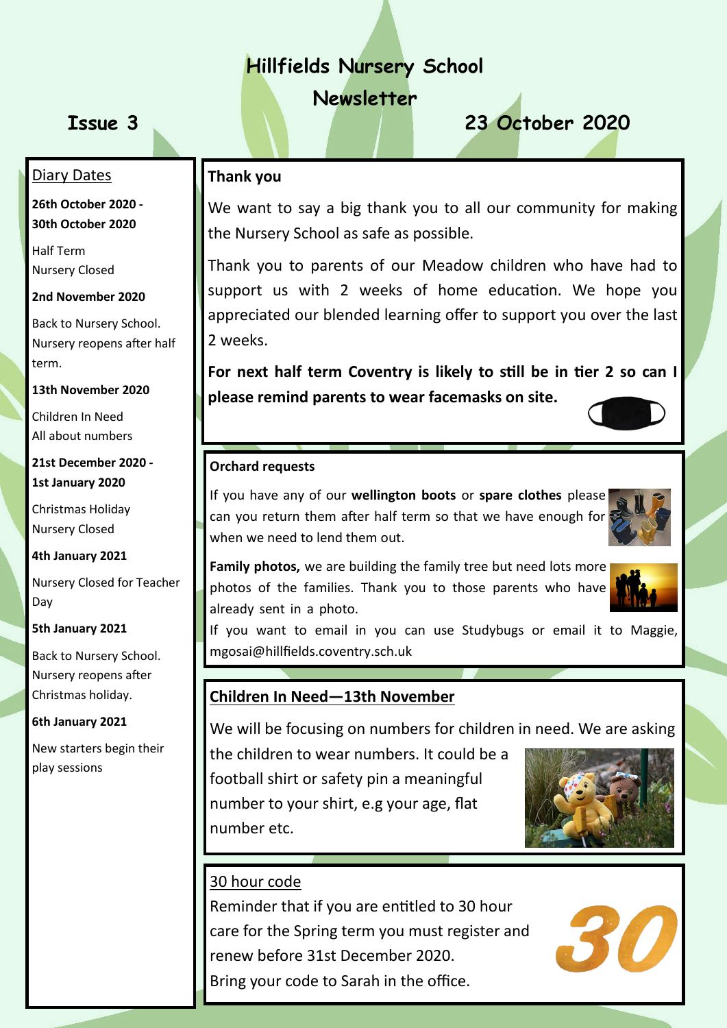# Hillfields Nursery School

## Newsletter

**Issue 3** **23 October 2020**

### Diary Dates

**26th October 2020 - 30th October 2020**

Half Term
Nursery Closed

**2nd November 2020**

Back to Nursery School. Nursery reopens after half term.

**13th November 2020**

Children In Need
All about numbers

**21st December 2020 - 1st January 2020**

Christmas Holiday
Nursery Closed

**4th January 2021**

Nursery Closed for Teacher Day

**5th January 2021**

Back to Nursery School. Nursery reopens after Christmas holiday.

**6th January 2021**

New starters begin their play sessions

### Thank you

We want to say a big thank you to all our community for making the Nursery School as safe as possible.

Thank you to parents of our Meadow children who have had to support us with 2 weeks of home education. We hope you appreciated our blended learning offer to support you over the last 2 weeks.

**For next half term Coventry is likely to still be in tier 2 so can I please remind parents to wear facemasks on site.**

### Orchard requests

If you have any of our **wellington boots** or **spare clothes** please can you return them after half term so that we have enough for when we need to lend them out.

**Family photos,** we are building the family tree but need lots more photos of the families. Thank you to those parents who have already sent in a photo.

If you want to email in you can use Studybugs or email it to Maggie, mgosai@hillfields.coventry.sch.uk

### Children In Need—13th November

We will be focusing on numbers for children in need. We are asking the children to wear numbers. It could be a football shirt or safety pin a meaningful number to your shirt, e.g your age, flat number etc.

### 30 hour code

Reminder that if you are entitled to 30 hour care for the Spring term you must register and renew before 31st December 2020.

Bring your code to Sarah in the office.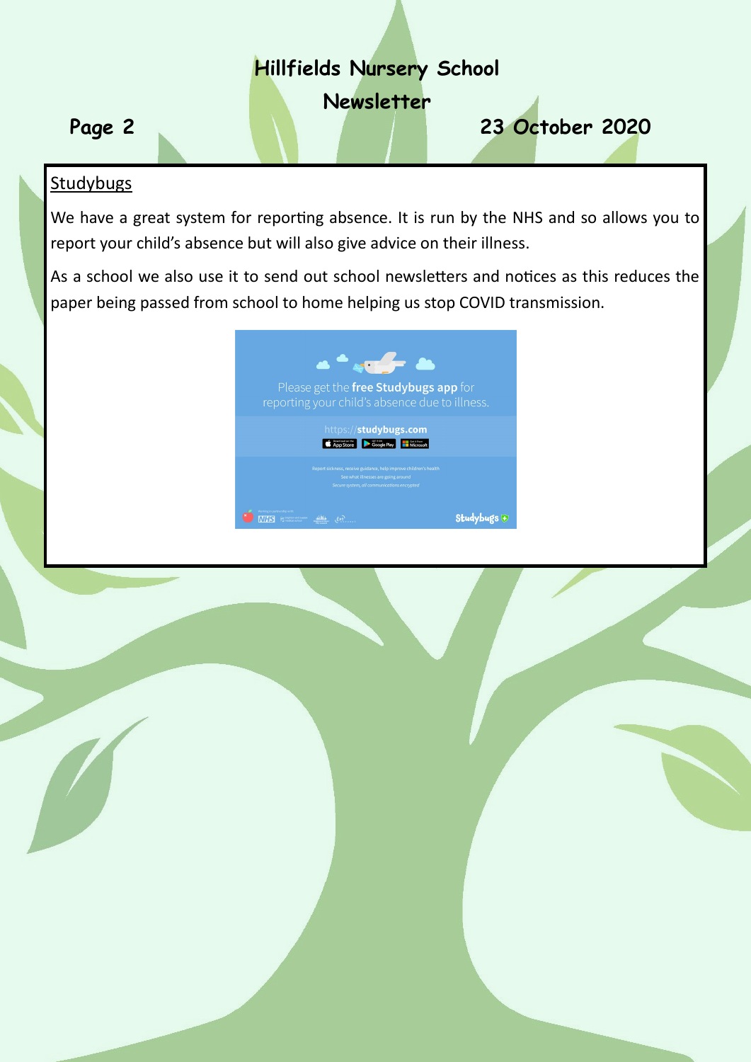## Studybugs

We have a great system for reporting absence. It is run by the NHS and so allows you to report your child’s absence but will also give advice on their illness.

As a school we also use it to send out school newsletters and notices as this reduces the paper being passed from school to home helping us stop COVID transmission.

Please get the **free Studybugs app** for reporting your child’s absence due to illness.

https://**studybugs.com**

Report sickness, receive guidance, help improve children's health

See what illnesses are going around

*Secure system, all communications encrypted*

Studybugs